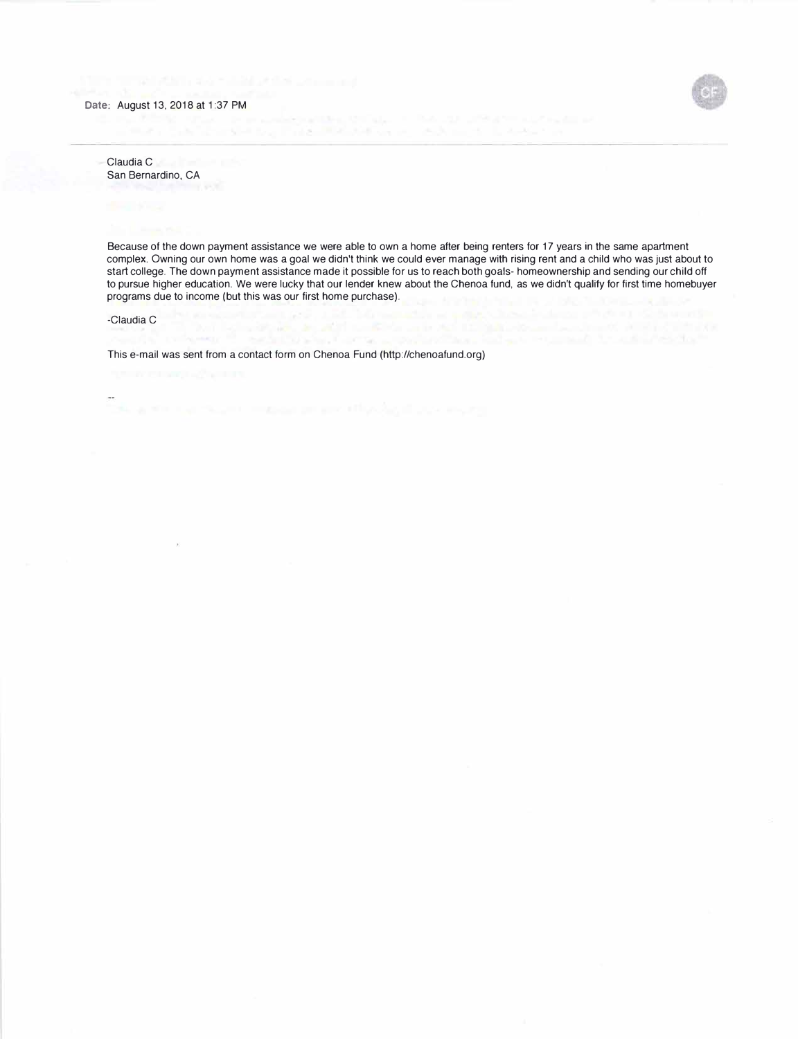Date: August 13, 2018 at 1:37 PM

Claudia C
San Bernardino, CA

Because of the down payment assistance we were able to own a home after being renters for 17 years in the same apartment complex. Owning our own home was a goal we didn't think we could ever manage with rising rent and a child who was just about to start college. The down payment assistance made it possible for us to reach both goals- homeownership and sending our child off to pursue higher education. We were lucky that our lender knew about the Chenoa fund, as we didn't qualify for first time homebuyer programs due to income (but this was our first home purchase).

-Claudia C

This e-mail was sent from a contact form on Chenoa Fund (http://chenoafund.org)

--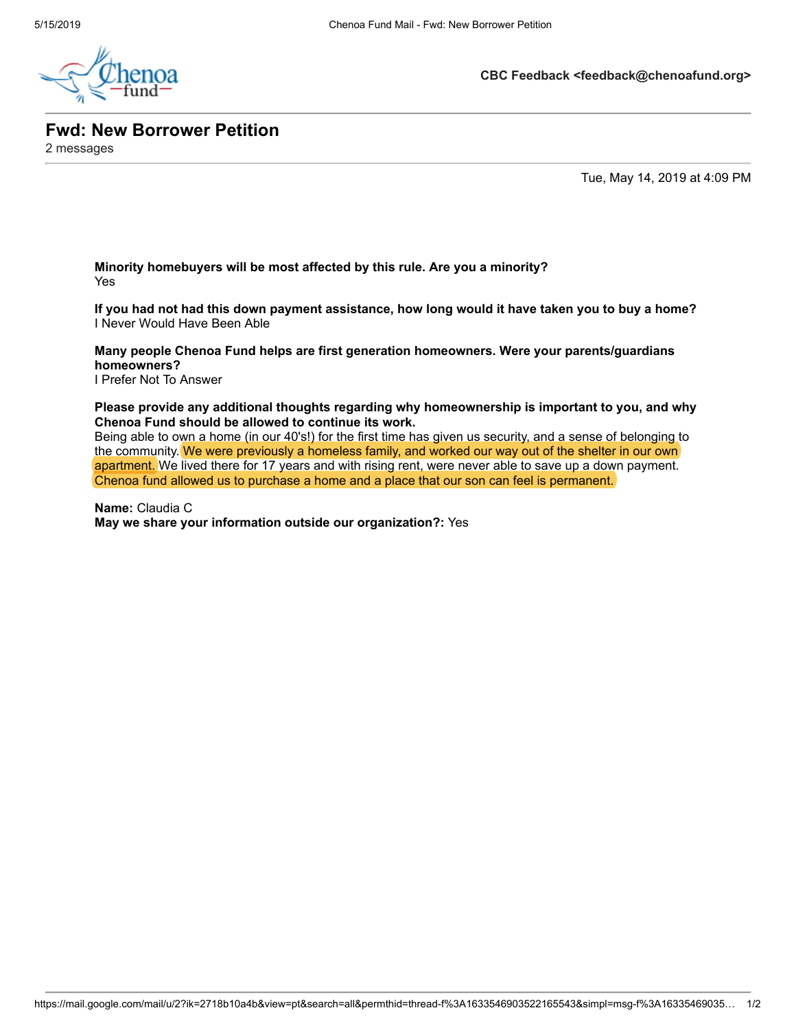CBC Feedback <feedback@chenoafund.org>

# Fwd: New Borrower Petition

2 messages

Tue, May 14, 2019 at 4:09 PM

**Minority homebuyers will be most affected by this rule. Are you a minority?**
Yes

**If you had not had this down payment assistance, how long would it have taken you to buy a home?**
I Never Would Have Been Able

**Many people Chenoa Fund helps are first generation homeowners. Were your parents/guardians homeowners?**
I Prefer Not To Answer

**Please provide any additional thoughts regarding why homeownership is important to you, and why Chenoa Fund should be allowed to continue its work.**
Being able to own a home (in our 40's!) for the first time has given us security, and a sense of belonging to the community. We were previously a homeless family, and worked our way out of the shelter in our own apartment. We lived there for 17 years and with rising rent, were never able to save up a down payment. Chenoa fund allowed us to purchase a home and a place that our son can feel is permanent.

**Name:** Claudia C
**May we share your information outside our organization?:** Yes